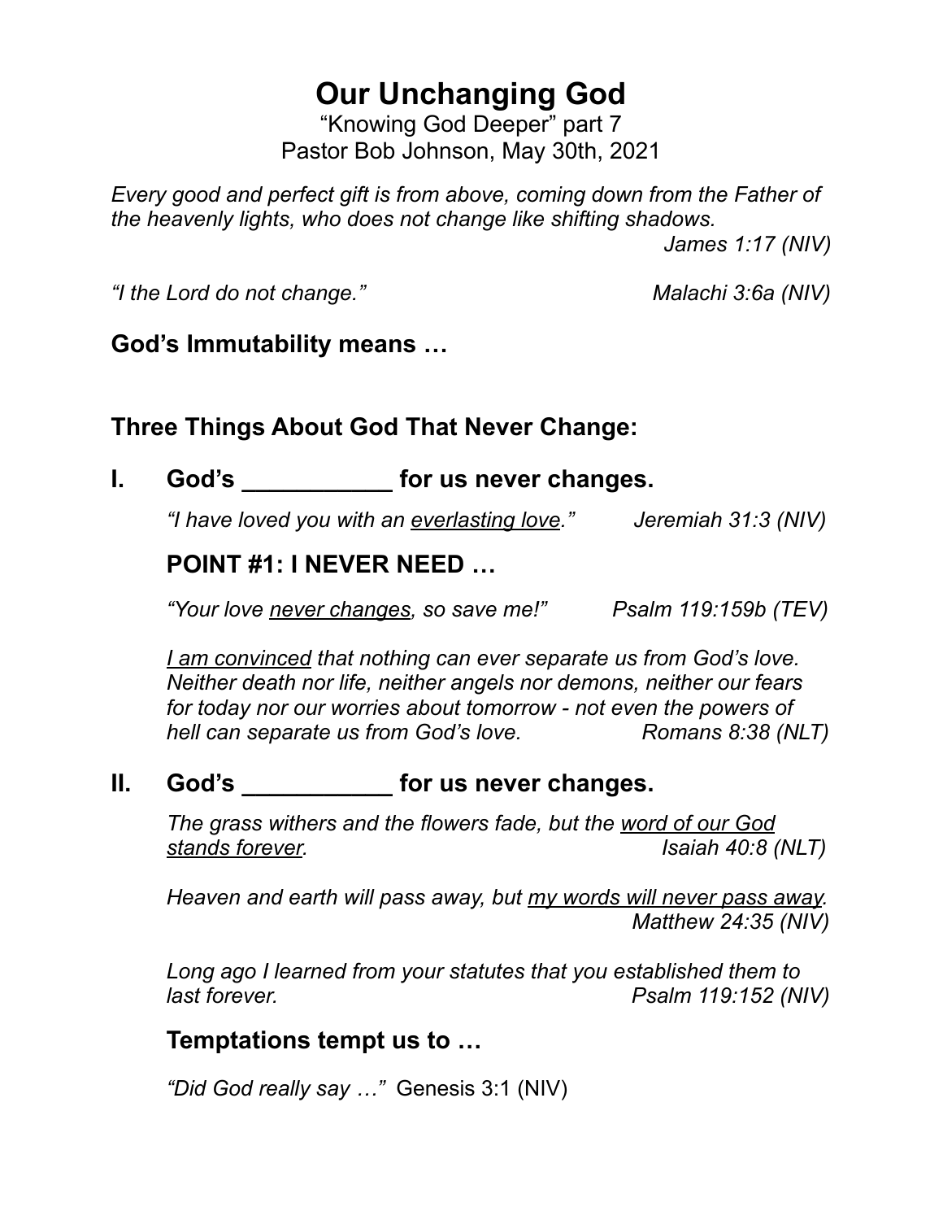# Our Unchanging God

"Knowing God Deeper" part 7
Pastor Bob Johnson, May 30th, 2021

*Every good and perfect gift is from above, coming down from the Father of the heavenly lights, who does not change like shifting shadows.*
*James 1:17 (NIV)*

*"I the Lord do not change."* *Malachi 3:6a (NIV)*

**God's Immutability means …**

## Three Things About God That Never Change:

## I. God's ___________ for us never changes.

*"I have loved you with an <u>everlasting love</u>."* *Jeremiah 31:3 (NIV)*

### POINT #1: I NEVER NEED …

*"Your love <u>never changes</u>, so save me!"* *Psalm 119:159b (TEV)*

*<u>I am convinced</u> that nothing can ever separate us from God's love. Neither death nor life, neither angels nor demons, neither our fears for today nor our worries about tomorrow - not even the powers of hell can separate us from God's love.* *Romans 8:38 (NLT)*

## II. God's ___________ for us never changes.

*The grass withers and the flowers fade, but the <u>word of our God stands forever</u>.* *Isaiah 40:8 (NLT)*

*Heaven and earth will pass away, but <u>my words will never pass away</u>.*
*Matthew 24:35 (NIV)*

*Long ago I learned from your statutes that you established them to last forever.* *Psalm 119:152 (NIV)*

### Temptations tempt us to …

*"Did God really say …"* Genesis 3:1 (NIV)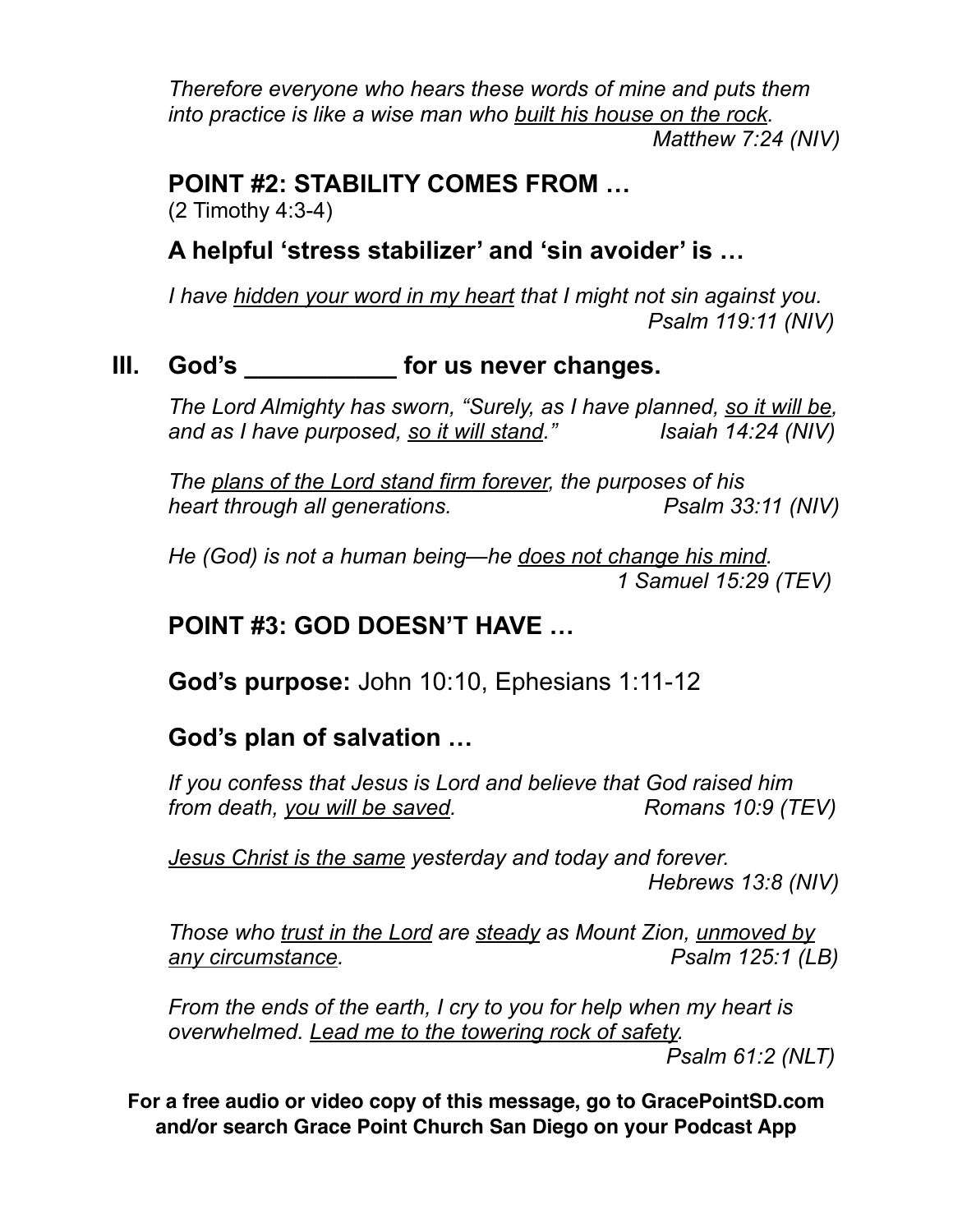*Therefore everyone who hears these words of mine and puts them into practice is like a wise man who <u>built his house on the rock</u>.*
*Matthew 7:24 (NIV)*

## POINT #2: STABILITY COMES FROM …

(2 Timothy 4:3-4)

## A helpful 'stress stabilizer' and 'sin avoider' is …

*I have <u>hidden your word in my heart</u> that I might not sin against you.*
*Psalm 119:11 (NIV)*

## III. God's ___________ for us never changes.

*The Lord Almighty has sworn, "Surely, as I have planned, <u>so it will be</u>, and as I have purposed, <u>so it will stand</u>."* *Isaiah 14:24 (NIV)*

*The <u>plans of the Lord stand firm forever</u>, the purposes of his heart through all generations.* *Psalm 33:11 (NIV)*

*He (God) is not a human being—he <u>does not change his mind</u>.*
*1 Samuel 15:29 (TEV)*

## POINT #3: GOD DOESN'T HAVE …

**God's purpose:** John 10:10, Ephesians 1:11-12

## God's plan of salvation …

*If you confess that Jesus is Lord and believe that God raised him from death, <u>you will be saved</u>.* *Romans 10:9 (TEV)*

*<u>Jesus Christ is the same</u> yesterday and today and forever.*
*Hebrews 13:8 (NIV)*

*Those who <u>trust in the Lord</u> are <u>steady</u> as Mount Zion, <u>unmoved by any circumstance</u>.* *Psalm 125:1 (LB)*

*From the ends of the earth, I cry to you for help when my heart is overwhelmed. <u>Lead me to the towering rock of safety</u>.*
*Psalm 61:2 (NLT)*

**For a free audio or video copy of this message, go to GracePointSD.com and/or search Grace Point Church San Diego on your Podcast App**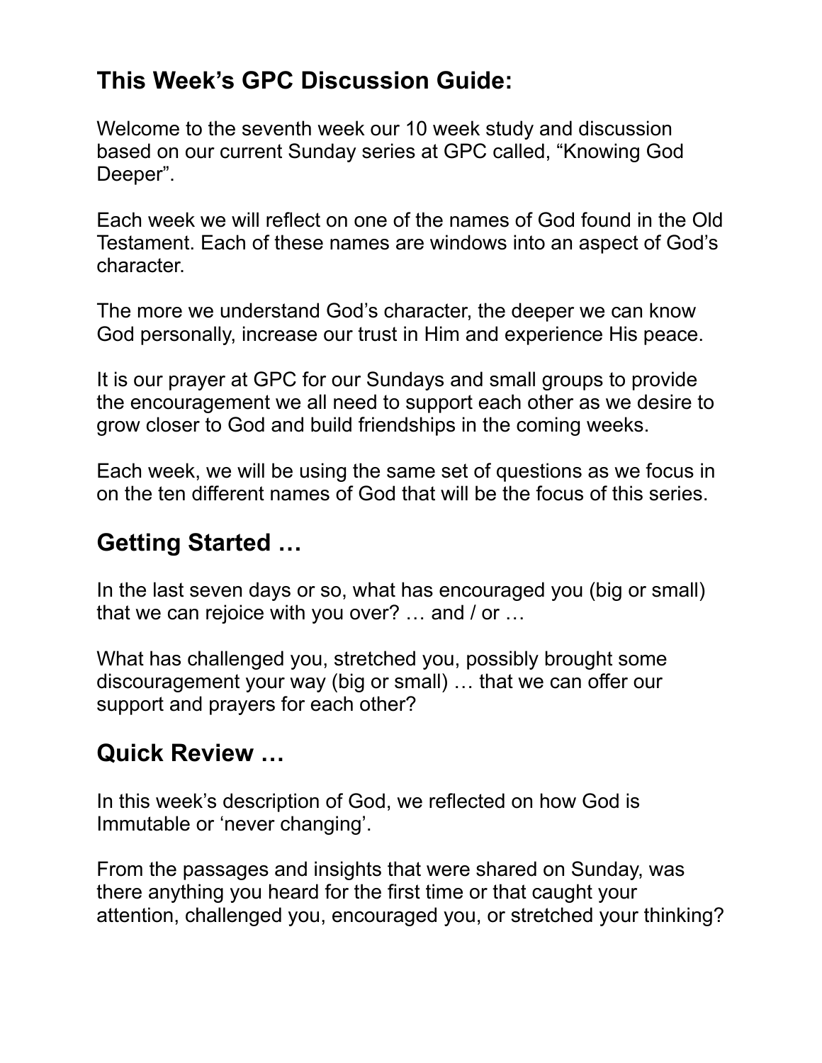## This Week's GPC Discussion Guide:

Welcome to the seventh week our 10 week study and discussion based on our current Sunday series at GPC called, "Knowing God Deeper".

Each week we will reflect on one of the names of God found in the Old Testament. Each of these names are windows into an aspect of God's character.

The more we understand God's character, the deeper we can know God personally, increase our trust in Him and experience His peace.

It is our prayer at GPC for our Sundays and small groups to provide the encouragement we all need to support each other as we desire to grow closer to God and build friendships in the coming weeks.

Each week, we will be using the same set of questions as we focus in on the ten different names of God that will be the focus of this series.

## Getting Started …

In the last seven days or so, what has encouraged you (big or small) that we can rejoice with you over? … and / or …

What has challenged you, stretched you, possibly brought some discouragement your way (big or small) … that we can offer our support and prayers for each other?

## Quick Review …

In this week's description of God, we reflected on how God is Immutable or 'never changing'.

From the passages and insights that were shared on Sunday, was there anything you heard for the first time or that caught your attention, challenged you, encouraged you, or stretched your thinking?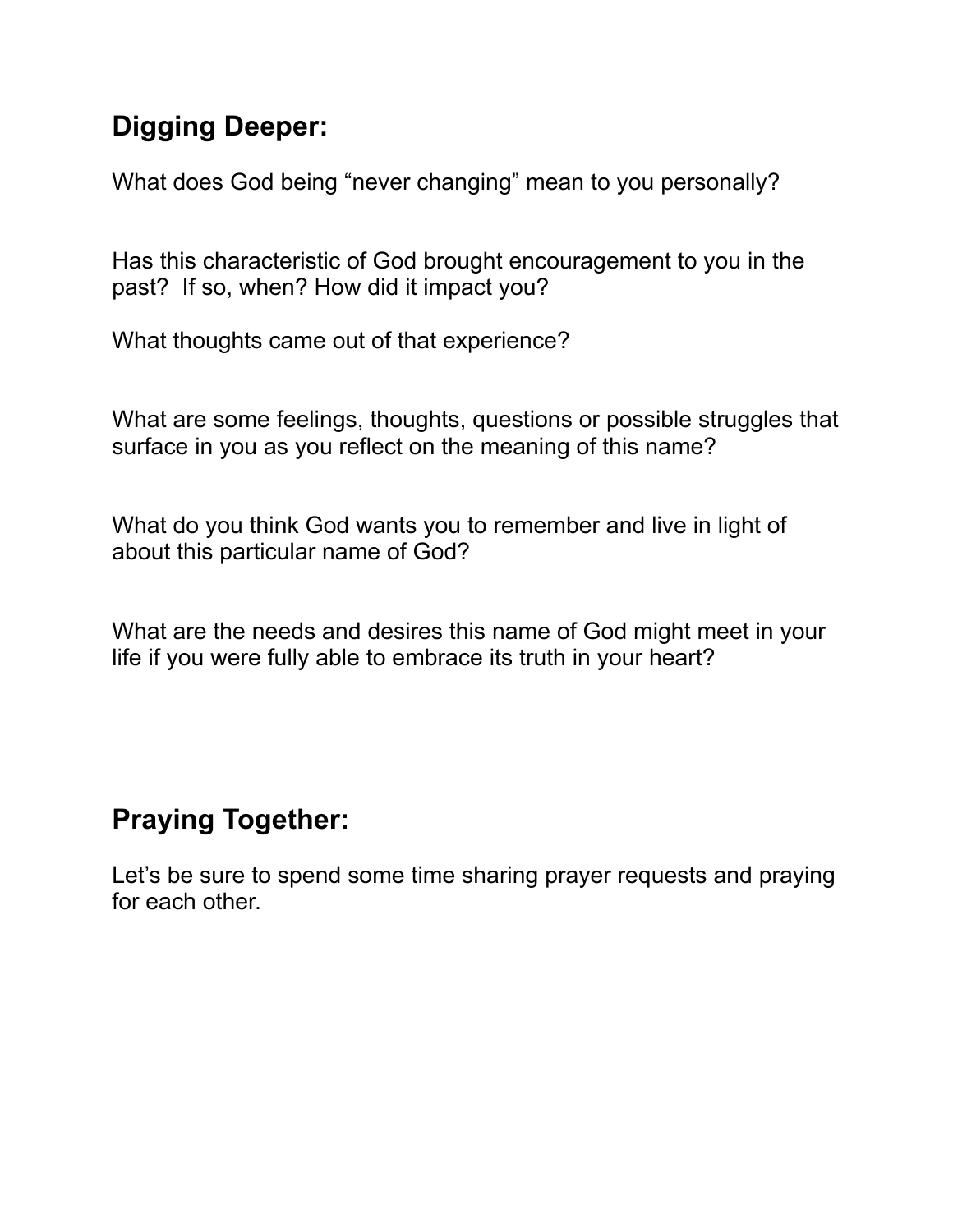## Digging Deeper:

What does God being “never changing” mean to you personally?

Has this characteristic of God brought encouragement to you in the past? If so, when? How did it impact you?

What thoughts came out of that experience?

What are some feelings, thoughts, questions or possible struggles that surface in you as you reflect on the meaning of this name?

What do you think God wants you to remember and live in light of about this particular name of God?

What are the needs and desires this name of God might meet in your life if you were fully able to embrace its truth in your heart?

## Praying Together:

Let’s be sure to spend some time sharing prayer requests and praying for each other.